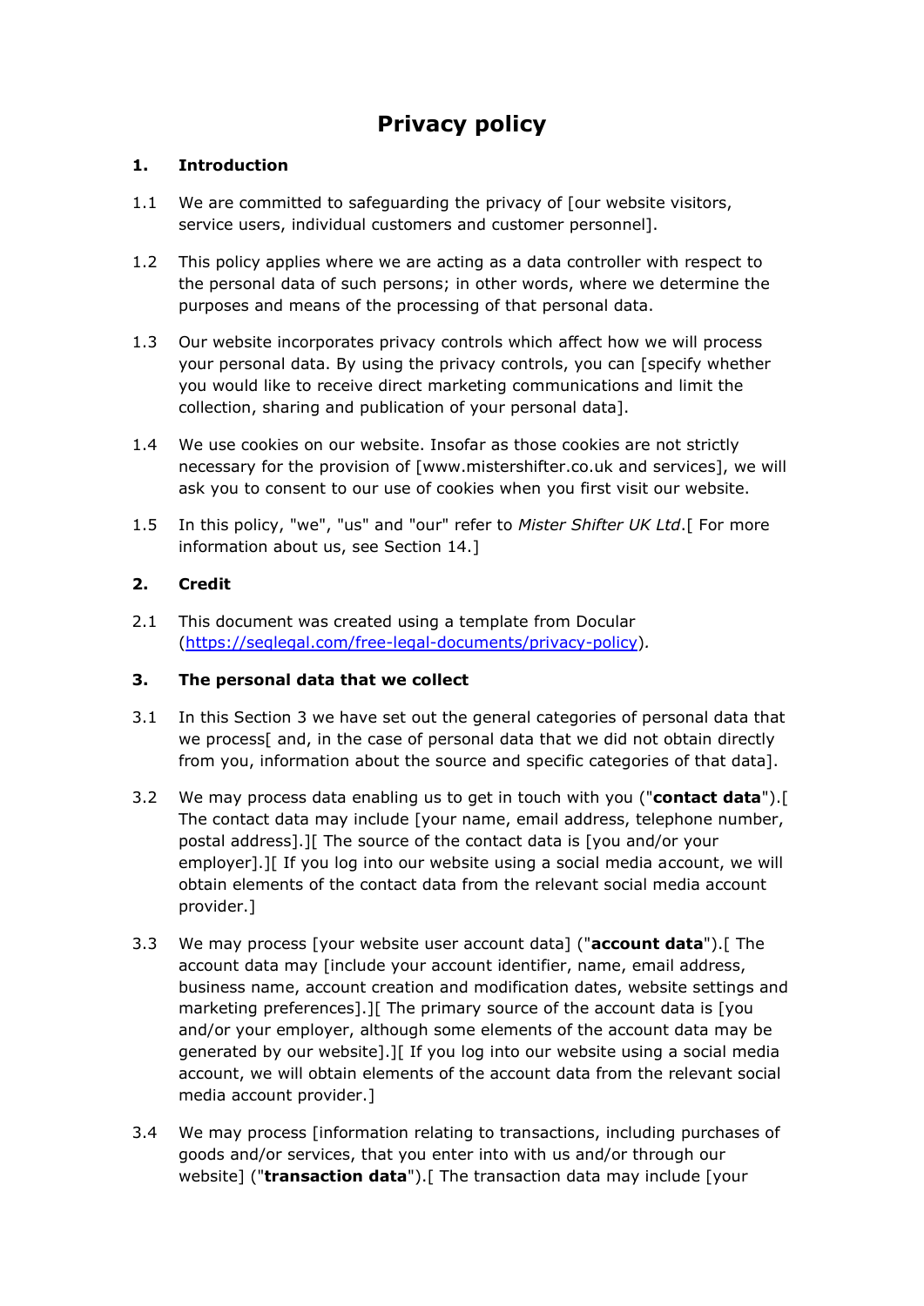# Privacy policy

## 1. Introduction

1.1 We are committed to safeguarding the privacy of [our website visitors, service users, individual customers and customer personnel].

1.2 This policy applies where we are acting as a data controller with respect to the personal data of such persons; in other words, where we determine the purposes and means of the processing of that personal data.

1.3 Our website incorporates privacy controls which affect how we will process your personal data. By using the privacy controls, you can [specify whether you would like to receive direct marketing communications and limit the collection, sharing and publication of your personal data].

1.4 We use cookies on our website. Insofar as those cookies are not strictly necessary for the provision of [www.mistershifter.co.uk and services], we will ask you to consent to our use of cookies when you first visit our website.

1.5 In this policy, "we", "us" and "our" refer to *Mister Shifter UK Ltd*.[ For more information about us, see Section 14.]

## 2. Credit

2.1 This document was created using a template from Docular (https://seqlegal.com/free-legal-documents/privacy-policy).

## 3. The personal data that we collect

3.1 In this Section 3 we have set out the general categories of personal data that we process[ and, in the case of personal data that we did not obtain directly from you, information about the source and specific categories of that data].

3.2 We may process data enabling us to get in touch with you ("**contact data**").[ The contact data may include [your name, email address, telephone number, postal address].][ The source of the contact data is [you and/or your employer].][ If you log into our website using a social media account, we will obtain elements of the contact data from the relevant social media account provider.]

3.3 We may process [your website user account data] ("**account data**").[ The account data may [include your account identifier, name, email address, business name, account creation and modification dates, website settings and marketing preferences].][ The primary source of the account data is [you and/or your employer, although some elements of the account data may be generated by our website].][ If you log into our website using a social media account, we will obtain elements of the account data from the relevant social media account provider.]

3.4 We may process [information relating to transactions, including purchases of goods and/or services, that you enter into with us and/or through our website] ("**transaction data**").[ The transaction data may include [your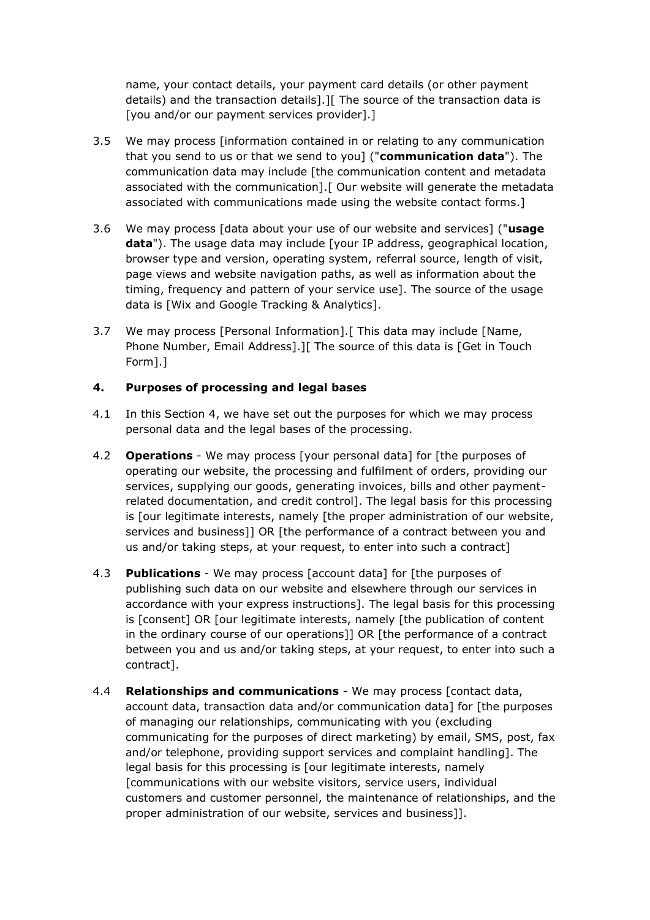name, your contact details, your payment card details (or other payment details) and the transaction details].][ The source of the transaction data is [you and/or our payment services provider].]

3.5 We may process [information contained in or relating to any communication that you send to us or that we send to you] ("**communication data**"). The communication data may include [the communication content and metadata associated with the communication].[ Our website will generate the metadata associated with communications made using the website contact forms.]

3.6 We may process [data about your use of our website and services] ("**usage data**"). The usage data may include [your IP address, geographical location, browser type and version, operating system, referral source, length of visit, page views and website navigation paths, as well as information about the timing, frequency and pattern of your service use]. The source of the usage data is [Wix and Google Tracking & Analytics].

3.7 We may process [Personal Information].[ This data may include [Name, Phone Number, Email Address].][ The source of this data is [Get in Touch Form].]

## 4. Purposes of processing and legal bases

4.1 In this Section 4, we have set out the purposes for which we may process personal data and the legal bases of the processing.

4.2 **Operations** - We may process [your personal data] for [the purposes of operating our website, the processing and fulfilment of orders, providing our services, supplying our goods, generating invoices, bills and other payment-related documentation, and credit control]. The legal basis for this processing is [our legitimate interests, namely [the proper administration of our website, services and business]] OR [the performance of a contract between you and us and/or taking steps, at your request, to enter into such a contract]

4.3 **Publications** - We may process [account data] for [the purposes of publishing such data on our website and elsewhere through our services in accordance with your express instructions]. The legal basis for this processing is [consent] OR [our legitimate interests, namely [the publication of content in the ordinary course of our operations]] OR [the performance of a contract between you and us and/or taking steps, at your request, to enter into such a contract].

4.4 **Relationships and communications** - We may process [contact data, account data, transaction data and/or communication data] for [the purposes of managing our relationships, communicating with you (excluding communicating for the purposes of direct marketing) by email, SMS, post, fax and/or telephone, providing support services and complaint handling]. The legal basis for this processing is [our legitimate interests, namely [communications with our website visitors, service users, individual customers and customer personnel, the maintenance of relationships, and the proper administration of our website, services and business]].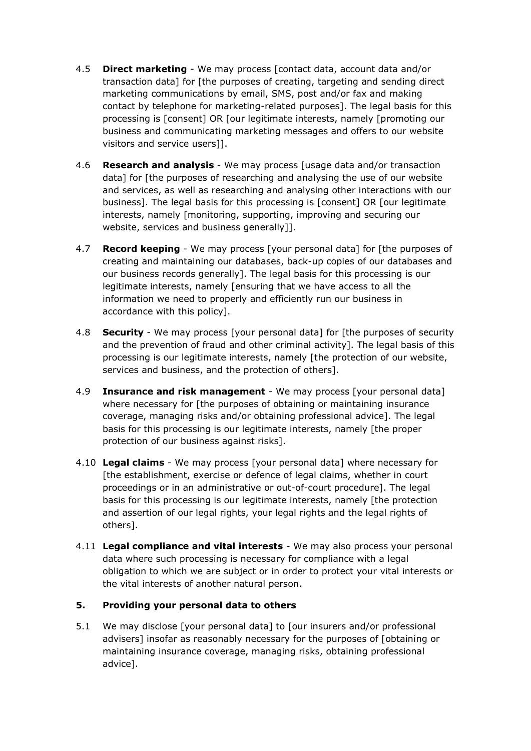4.5 **Direct marketing** - We may process [contact data, account data and/or transaction data] for [the purposes of creating, targeting and sending direct marketing communications by email, SMS, post and/or fax and making contact by telephone for marketing-related purposes]. The legal basis for this processing is [consent] OR [our legitimate interests, namely [promoting our business and communicating marketing messages and offers to our website visitors and service users]].

4.6 **Research and analysis** - We may process [usage data and/or transaction data] for [the purposes of researching and analysing the use of our website and services, as well as researching and analysing other interactions with our business]. The legal basis for this processing is [consent] OR [our legitimate interests, namely [monitoring, supporting, improving and securing our website, services and business generally]].

4.7 **Record keeping** - We may process [your personal data] for [the purposes of creating and maintaining our databases, back-up copies of our databases and our business records generally]. The legal basis for this processing is our legitimate interests, namely [ensuring that we have access to all the information we need to properly and efficiently run our business in accordance with this policy].

4.8 **Security** - We may process [your personal data] for [the purposes of security and the prevention of fraud and other criminal activity]. The legal basis of this processing is our legitimate interests, namely [the protection of our website, services and business, and the protection of others].

4.9 **Insurance and risk management** - We may process [your personal data] where necessary for [the purposes of obtaining or maintaining insurance coverage, managing risks and/or obtaining professional advice]. The legal basis for this processing is our legitimate interests, namely [the proper protection of our business against risks].

4.10 **Legal claims** - We may process [your personal data] where necessary for [the establishment, exercise or defence of legal claims, whether in court proceedings or in an administrative or out-of-court procedure]. The legal basis for this processing is our legitimate interests, namely [the protection and assertion of our legal rights, your legal rights and the legal rights of others].

4.11 **Legal compliance and vital interests** - We may also process your personal data where such processing is necessary for compliance with a legal obligation to which we are subject or in order to protect your vital interests or the vital interests of another natural person.

## 5. Providing your personal data to others

5.1 We may disclose [your personal data] to [our insurers and/or professional advisers] insofar as reasonably necessary for the purposes of [obtaining or maintaining insurance coverage, managing risks, obtaining professional advice].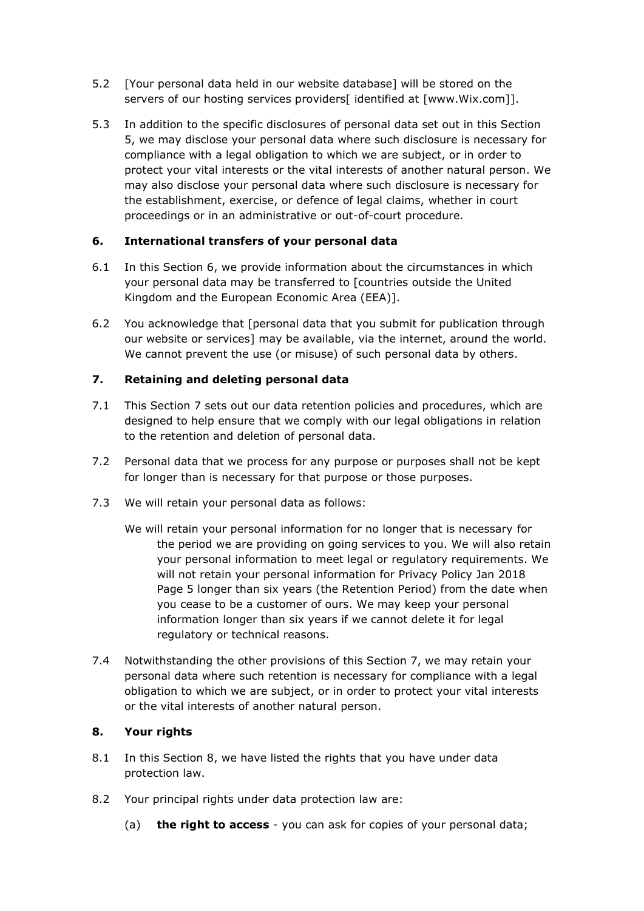5.2 [Your personal data held in our website database] will be stored on the servers of our hosting services providers[ identified at [www.Wix.com]].

5.3 In addition to the specific disclosures of personal data set out in this Section 5, we may disclose your personal data where such disclosure is necessary for compliance with a legal obligation to which we are subject, or in order to protect your vital interests or the vital interests of another natural person. We may also disclose your personal data where such disclosure is necessary for the establishment, exercise, or defence of legal claims, whether in court proceedings or in an administrative or out-of-court procedure.

### 6. International transfers of your personal data

6.1 In this Section 6, we provide information about the circumstances in which your personal data may be transferred to [countries outside the United Kingdom and the European Economic Area (EEA)].

6.2 You acknowledge that [personal data that you submit for publication through our website or services] may be available, via the internet, around the world. We cannot prevent the use (or misuse) of such personal data by others.

### 7. Retaining and deleting personal data

7.1 This Section 7 sets out our data retention policies and procedures, which are designed to help ensure that we comply with our legal obligations in relation to the retention and deletion of personal data.

7.2 Personal data that we process for any purpose or purposes shall not be kept for longer than is necessary for that purpose or those purposes.

7.3 We will retain your personal data as follows:

We will retain your personal information for no longer that is necessary for the period we are providing on going services to you. We will also retain your personal information to meet legal or regulatory requirements. We will not retain your personal information for Privacy Policy Jan 2018 Page 5 longer than six years (the Retention Period) from the date when you cease to be a customer of ours. We may keep your personal information longer than six years if we cannot delete it for legal regulatory or technical reasons.

7.4 Notwithstanding the other provisions of this Section 7, we may retain your personal data where such retention is necessary for compliance with a legal obligation to which we are subject, or in order to protect your vital interests or the vital interests of another natural person.

### 8. Your rights

8.1 In this Section 8, we have listed the rights that you have under data protection law.

8.2 Your principal rights under data protection law are:

(a) **the right to access** - you can ask for copies of your personal data;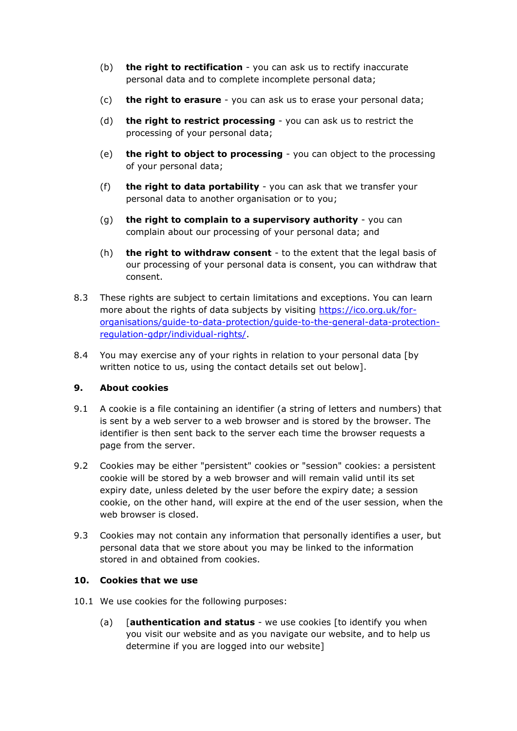(b) **the right to rectification** - you can ask us to rectify inaccurate personal data and to complete incomplete personal data;

(c) **the right to erasure** - you can ask us to erase your personal data;

(d) **the right to restrict processing** - you can ask us to restrict the processing of your personal data;

(e) **the right to object to processing** - you can object to the processing of your personal data;

(f) **the right to data portability** - you can ask that we transfer your personal data to another organisation or to you;

(g) **the right to complain to a supervisory authority** - you can complain about our processing of your personal data; and

(h) **the right to withdraw consent** - to the extent that the legal basis of our processing of your personal data is consent, you can withdraw that consent.

8.3 These rights are subject to certain limitations and exceptions. You can learn more about the rights of data subjects by visiting [https://ico.org.uk/for-organisations/guide-to-data-protection/guide-to-the-general-data-protection-regulation-gdpr/individual-rights/](https://ico.org.uk/for-organisations/guide-to-data-protection/guide-to-the-general-data-protection-regulation-gdpr/individual-rights/).

8.4 You may exercise any of your rights in relation to your personal data [by written notice to us, using the contact details set out below].

## 9. About cookies

9.1 A cookie is a file containing an identifier (a string of letters and numbers) that is sent by a web server to a web browser and is stored by the browser. The identifier is then sent back to the server each time the browser requests a page from the server.

9.2 Cookies may be either "persistent" cookies or "session" cookies: a persistent cookie will be stored by a web browser and will remain valid until its set expiry date, unless deleted by the user before the expiry date; a session cookie, on the other hand, will expire at the end of the user session, when the web browser is closed.

9.3 Cookies may not contain any information that personally identifies a user, but personal data that we store about you may be linked to the information stored in and obtained from cookies.

## 10. Cookies that we use

10.1 We use cookies for the following purposes:

(a) [**authentication and status** - we use cookies [to identify you when you visit our website and as you navigate our website, and to help us determine if you are logged into our website]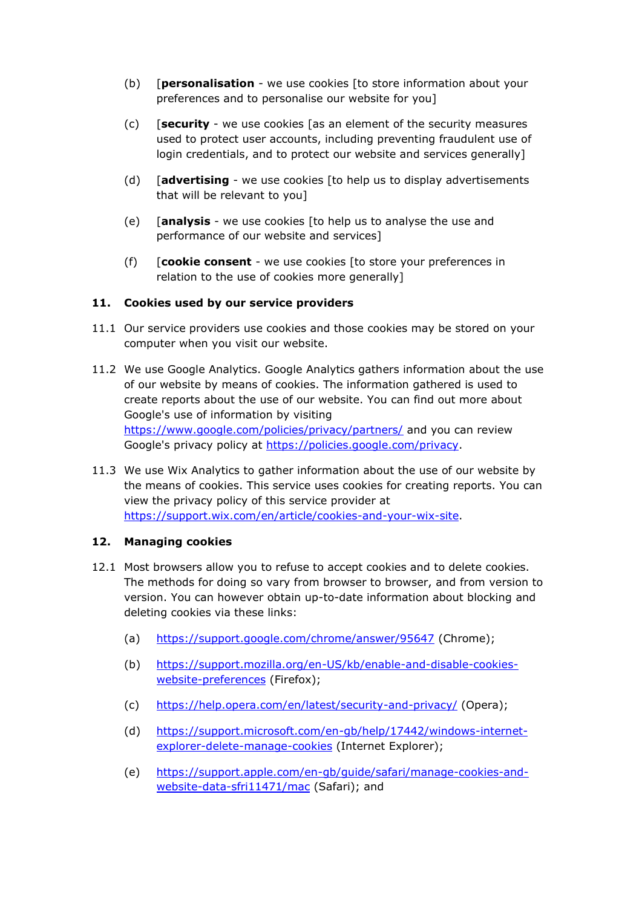(b) [**personalisation** - we use cookies [to store information about your preferences and to personalise our website for you]

(c) [**security** - we use cookies [as an element of the security measures used to protect user accounts, including preventing fraudulent use of login credentials, and to protect our website and services generally]

(d) [**advertising** - we use cookies [to help us to display advertisements that will be relevant to you]

(e) [**analysis** - we use cookies [to help us to analyse the use and performance of our website and services]

(f) [**cookie consent** - we use cookies [to store your preferences in relation to the use of cookies more generally]

## 11. Cookies used by our service providers

11.1 Our service providers use cookies and those cookies may be stored on your computer when you visit our website.

11.2 We use Google Analytics. Google Analytics gathers information about the use of our website by means of cookies. The information gathered is used to create reports about the use of our website. You can find out more about Google's use of information by visiting [https://www.google.com/policies/privacy/partners/](https://www.google.com/policies/privacy/partners/) and you can review Google's privacy policy at [https://policies.google.com/privacy](https://policies.google.com/privacy).

11.3 We use Wix Analytics to gather information about the use of our website by the means of cookies. This service uses cookies for creating reports. You can view the privacy policy of this service provider at [https://support.wix.com/en/article/cookies-and-your-wix-site](https://support.wix.com/en/article/cookies-and-your-wix-site).

## 12. Managing cookies

12.1 Most browsers allow you to refuse to accept cookies and to delete cookies. The methods for doing so vary from browser to browser, and from version to version. You can however obtain up-to-date information about blocking and deleting cookies via these links:

(a) [https://support.google.com/chrome/answer/95647](https://support.google.com/chrome/answer/95647) (Chrome);

(b) [https://support.mozilla.org/en-US/kb/enable-and-disable-cookies-website-preferences](https://support.mozilla.org/en-US/kb/enable-and-disable-cookies-website-preferences) (Firefox);

(c) [https://help.opera.com/en/latest/security-and-privacy/](https://help.opera.com/en/latest/security-and-privacy/) (Opera);

(d) [https://support.microsoft.com/en-gb/help/17442/windows-internet-explorer-delete-manage-cookies](https://support.microsoft.com/en-gb/help/17442/windows-internet-explorer-delete-manage-cookies) (Internet Explorer);

(e) [https://support.apple.com/en-gb/guide/safari/manage-cookies-and-website-data-sfri11471/mac](https://support.apple.com/en-gb/guide/safari/manage-cookies-and-website-data-sfri11471/mac) (Safari); and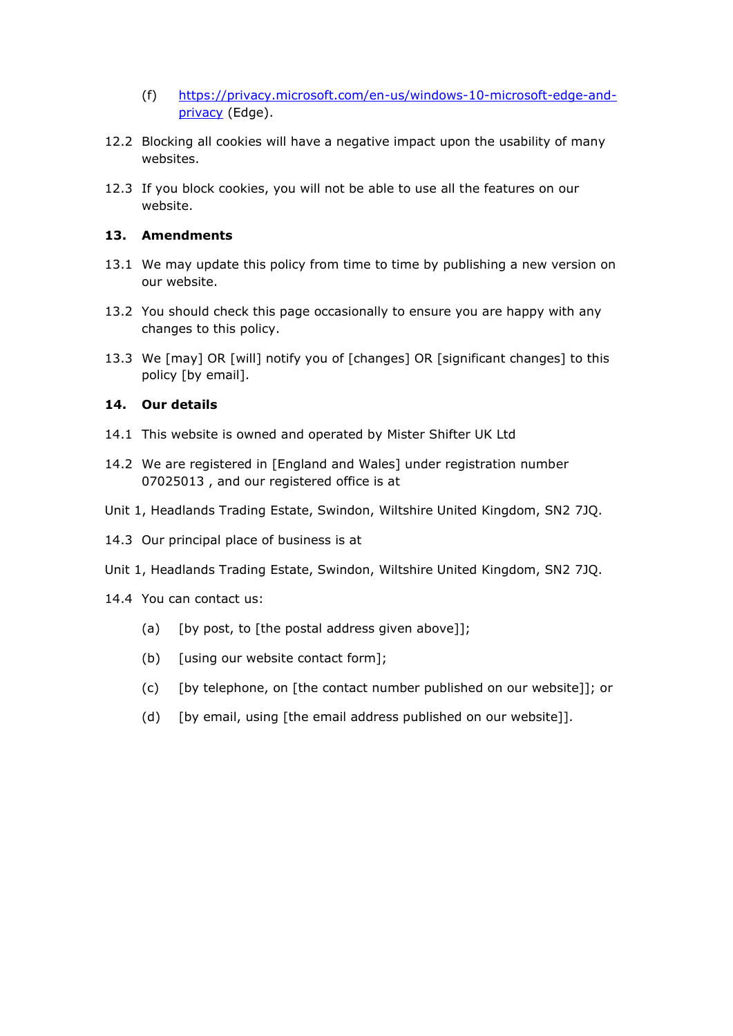(f) [https://privacy.microsoft.com/en-us/windows-10-microsoft-edge-and-privacy](https://privacy.microsoft.com/en-us/windows-10-microsoft-edge-and-privacy) (Edge).

12.2 Blocking all cookies will have a negative impact upon the usability of many websites.

12.3 If you block cookies, you will not be able to use all the features on our website.

**13. Amendments**

13.1 We may update this policy from time to time by publishing a new version on our website.

13.2 You should check this page occasionally to ensure you are happy with any changes to this policy.

13.3 We [may] OR [will] notify you of [changes] OR [significant changes] to this policy [by email].

**14. Our details**

14.1 This website is owned and operated by Mister Shifter UK Ltd

14.2 We are registered in [England and Wales] under registration number 07025013 , and our registered office is at

Unit 1, Headlands Trading Estate, Swindon, Wiltshire United Kingdom, SN2 7JQ.

14.3 Our principal place of business is at

Unit 1, Headlands Trading Estate, Swindon, Wiltshire United Kingdom, SN2 7JQ.

14.4 You can contact us:

(a) [by post, to [the postal address given above]];

(b) [using our website contact form];

(c) [by telephone, on [the contact number published on our website]]; or

(d) [by email, using [the email address published on our website]].